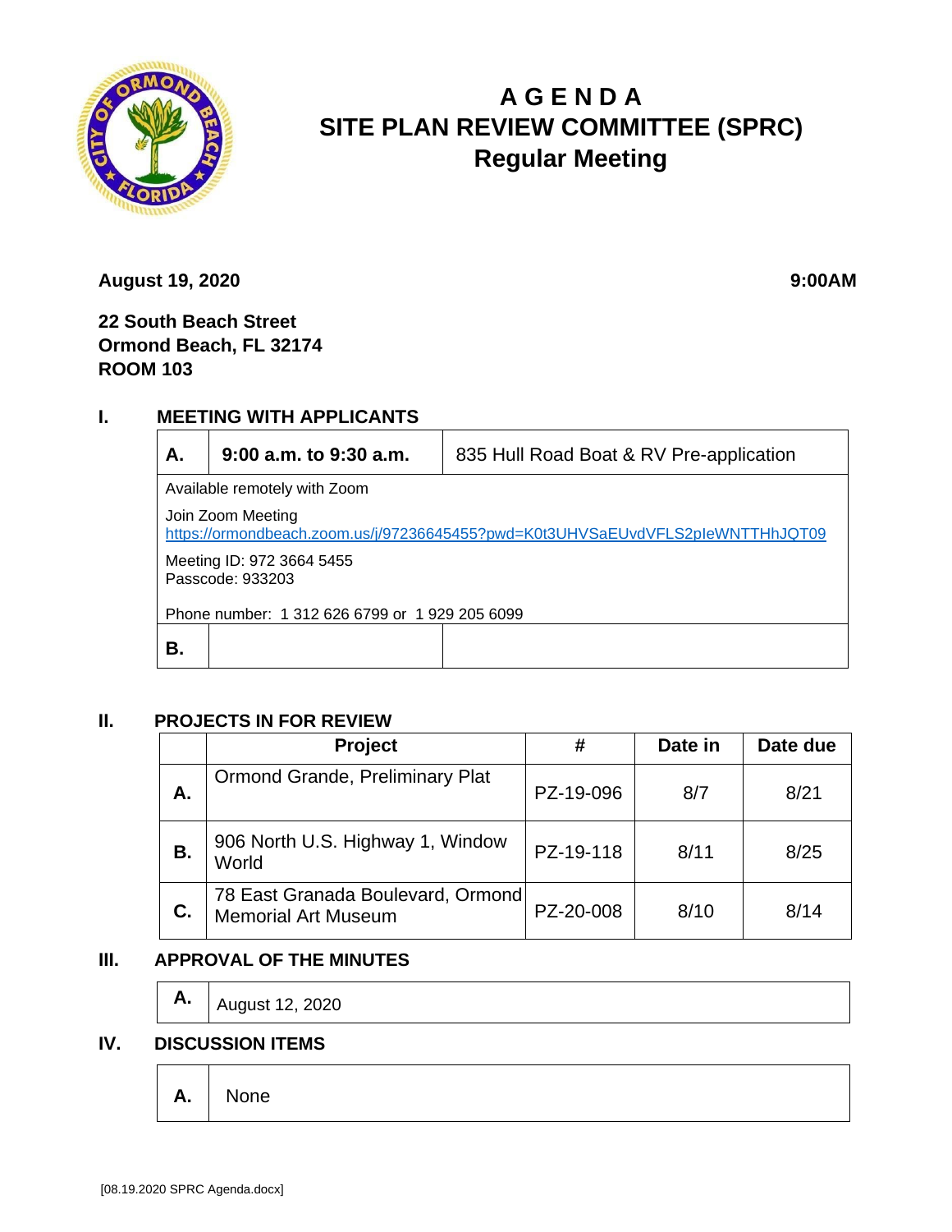# AGENDA
# SITE PLAN REVIEW COMMITTEE (SPRC)
# Regular Meeting

**August 19, 2020** **9:00AM**

**22 South Beach Street**
**Ormond Beach, FL 32174**
**ROOM 103**

## I. MEETING WITH APPLICANTS

| | | |
|---|---|---|
| **A.** | **9:00 a.m. to 9:30 a.m.** | 835 Hull Road Boat & RV Pre-application |
| Available remotely with Zoom<br>Join Zoom Meeting<br>https://ormondbeach.zoom.us/j/97236645455?pwd=K0t3UHVSaEUvdVFLS2pIeWNTTHhJQT09<br>Meeting ID: 972 3664 5455<br>Passcode: 933203<br>Phone number: 1 312 626 6799 or 1 929 205 6099 | | |
| **B.** | | |

## II. PROJECTS IN FOR REVIEW

| | Project | # | Date in | Date due |
|---|---|---|---|---|
| **A.** | Ormond Grande, Preliminary Plat | PZ-19-096 | 8/7 | 8/21 |
| **B.** | 906 North U.S. Highway 1, Window World | PZ-19-118 | 8/11 | 8/25 |
| **C.** | 78 East Granada Boulevard, Ormond Memorial Art Museum | PZ-20-008 | 8/10 | 8/14 |

## III. APPROVAL OF THE MINUTES

| | |
|---|---|
| **A.** | August 12, 2020 |

## IV. DISCUSSION ITEMS

| | |
|---|---|
| **A.** | None |

[08.19.2020 SPRC Agenda.docx]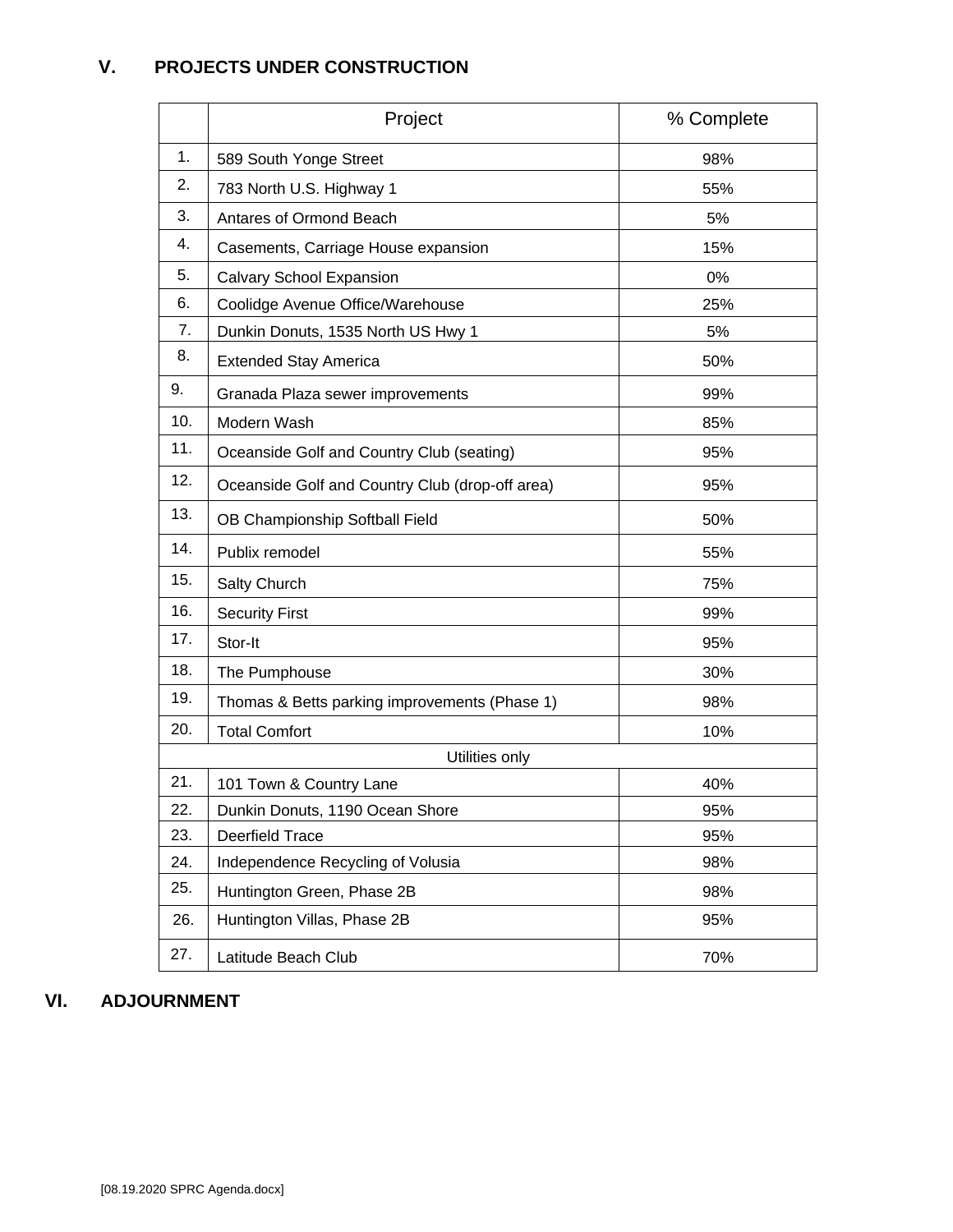## V. PROJECTS UNDER CONSTRUCTION

| | Project | % Complete |
|---|---|---|
| 1. | 589 South Yonge Street | 98% |
| 2. | 783 North U.S. Highway 1 | 55% |
| 3. | Antares of Ormond Beach | 5% |
| 4. | Casements, Carriage House expansion | 15% |
| 5. | Calvary School Expansion | 0% |
| 6. | Coolidge Avenue Office/Warehouse | 25% |
| 7. | Dunkin Donuts, 1535 North US Hwy 1 | 5% |
| 8. | Extended Stay America | 50% |
| 9. | Granada Plaza sewer improvements | 99% |
| 10. | Modern Wash | 85% |
| 11. | Oceanside Golf and Country Club (seating) | 95% |
| 12. | Oceanside Golf and Country Club (drop-off area) | 95% |
| 13. | OB Championship Softball Field | 50% |
| 14. | Publix remodel | 55% |
| 15. | Salty Church | 75% |
| 16. | Security First | 99% |
| 17. | Stor-It | 95% |
| 18. | The Pumphouse | 30% |
| 19. | Thomas & Betts parking improvements (Phase 1) | 98% |
| 20. | Total Comfort | 10% |
| | Utilities only | |
| 21. | 101 Town & Country Lane | 40% |
| 22. | Dunkin Donuts, 1190 Ocean Shore | 95% |
| 23. | Deerfield Trace | 95% |
| 24. | Independence Recycling of Volusia | 98% |
| 25. | Huntington Green, Phase 2B | 98% |
| 26. | Huntington Villas, Phase 2B | 95% |
| 27. | Latitude Beach Club | 70% |

## VI. ADJOURNMENT

[08.19.2020 SPRC Agenda.docx]